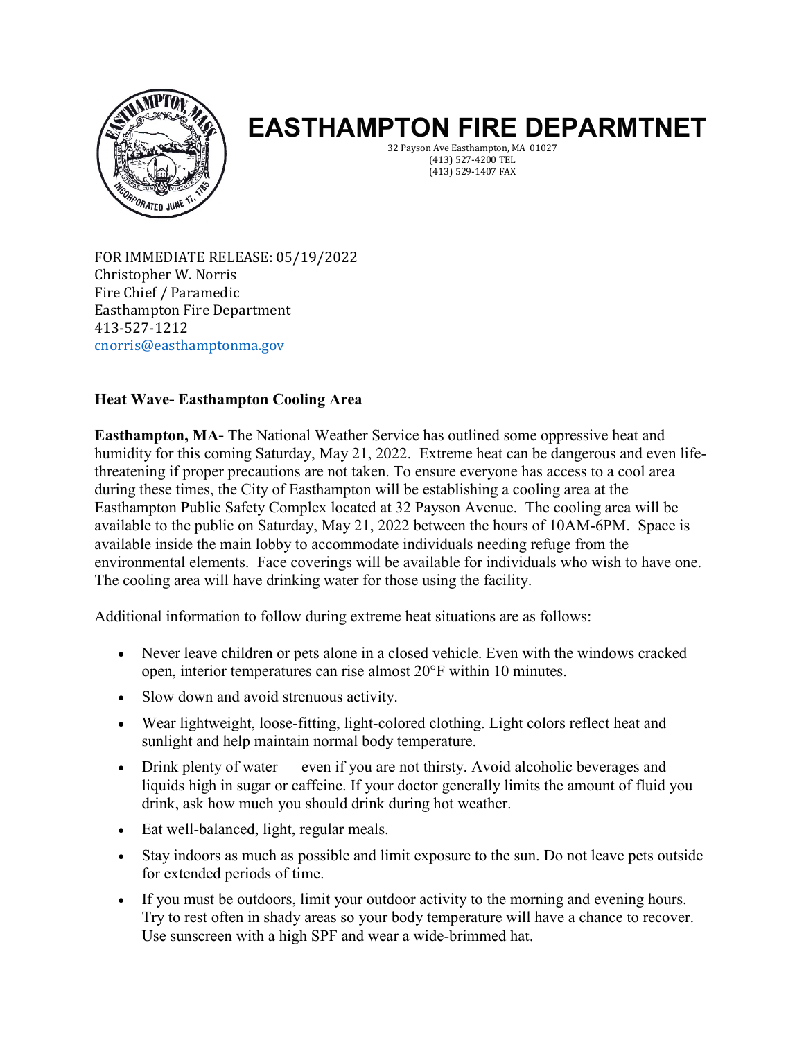# EASTHAMPTON FIRE DEPARMTNET

32 Payson Ave Easthampton, MA 01027
(413) 527-4200 TEL
(413) 529-1407 FAX

FOR IMMEDIATE RELEASE: 05/19/2022
Christopher W. Norris
Fire Chief / Paramedic
Easthampton Fire Department
413-527-1212
cnorris@easthamptonma.gov

**Heat Wave- Easthampton Cooling Area**

**Easthampton, MA-** The National Weather Service has outlined some oppressive heat and humidity for this coming Saturday, May 21, 2022. Extreme heat can be dangerous and even life-threatening if proper precautions are not taken. To ensure everyone has access to a cool area during these times, the City of Easthampton will be establishing a cooling area at the Easthampton Public Safety Complex located at 32 Payson Avenue. The cooling area will be available to the public on Saturday, May 21, 2022 between the hours of 10AM-6PM. Space is available inside the main lobby to accommodate individuals needing refuge from the environmental elements. Face coverings will be available for individuals who wish to have one. The cooling area will have drinking water for those using the facility.

Additional information to follow during extreme heat situations are as follows:

- Never leave children or pets alone in a closed vehicle. Even with the windows cracked open, interior temperatures can rise almost 20°F within 10 minutes.
- Slow down and avoid strenuous activity.
- Wear lightweight, loose-fitting, light-colored clothing. Light colors reflect heat and sunlight and help maintain normal body temperature.
- Drink plenty of water — even if you are not thirsty. Avoid alcoholic beverages and liquids high in sugar or caffeine. If your doctor generally limits the amount of fluid you drink, ask how much you should drink during hot weather.
- Eat well-balanced, light, regular meals.
- Stay indoors as much as possible and limit exposure to the sun. Do not leave pets outside for extended periods of time.
- If you must be outdoors, limit your outdoor activity to the morning and evening hours. Try to rest often in shady areas so your body temperature will have a chance to recover. Use sunscreen with a high SPF and wear a wide-brimmed hat.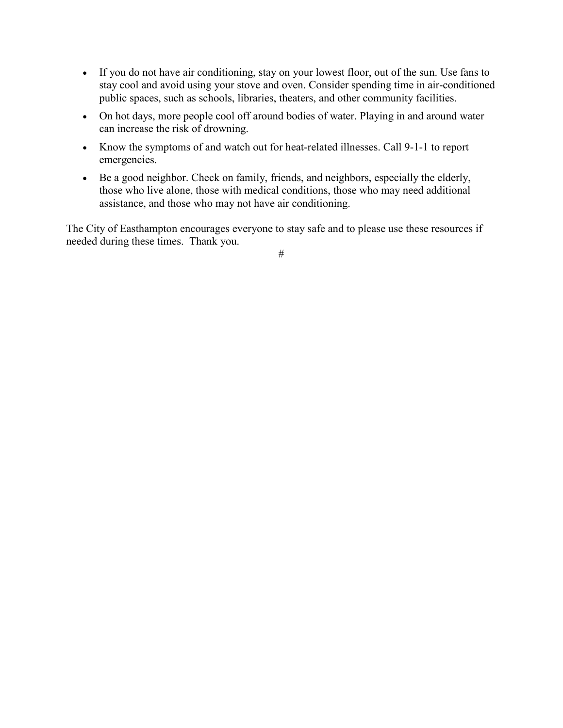- If you do not have air conditioning, stay on your lowest floor, out of the sun. Use fans to stay cool and avoid using your stove and oven. Consider spending time in air-conditioned public spaces, such as schools, libraries, theaters, and other community facilities.
- On hot days, more people cool off around bodies of water. Playing in and around water can increase the risk of drowning.
- Know the symptoms of and watch out for heat-related illnesses. Call 9-1-1 to report emergencies.
- Be a good neighbor. Check on family, friends, and neighbors, especially the elderly, those who live alone, those with medical conditions, those who may need additional assistance, and those who may not have air conditioning.

The City of Easthampton encourages everyone to stay safe and to please use these resources if needed during these times. Thank you.

#